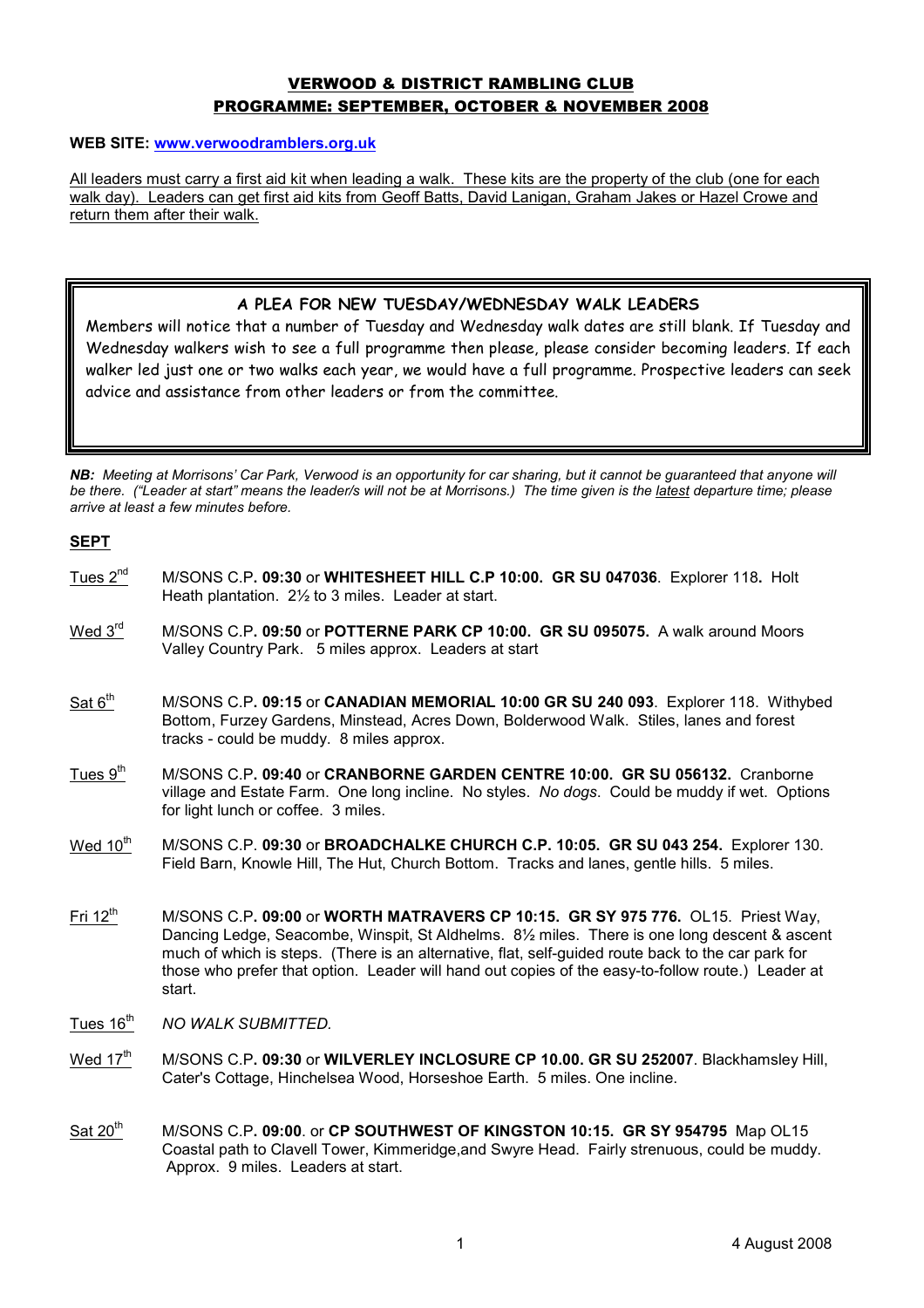# VERWOOD & DISTRICT RAMBLING CLUB
## PROGRAMME: SEPTEMBER, OCTOBER & NOVEMBER 2008

**WEB SITE: www.verwoodramblers.org.uk**

All leaders must carry a first aid kit when leading a walk. These kits are the property of the club (one for each walk day). Leaders can get first aid kits from Geoff Batts, David Lanigan, Graham Jakes or Hazel Crowe and return them after their walk.

### A PLEA FOR NEW TUESDAY/WEDNESDAY WALK LEADERS

Members will notice that a number of Tuesday and Wednesday walk dates are still blank. If Tuesday and Wednesday walkers wish to see a full programme then please, please consider becoming leaders. If each walker led just one or two walks each year, we would have a full programme. Prospective leaders can seek advice and assistance from other leaders or from the committee.

***NB:*** *Meeting at Morrisons' Car Park, Verwood is an opportunity for car sharing, but it cannot be guaranteed that anyone will be there. ("Leader at start" means the leader/s will not be at Morrisons.) The time given is the latest departure time; please arrive at least a few minutes before.*

**SEPT**

Tues 2nd — M/SONS C.P**. 09:30** or **WHITESHEET HILL C.P 10:00. GR SU 047036**. Explorer 118**.** Holt Heath plantation. 2½ to 3 miles. Leader at start.

Wed 3rd — M/SONS C.P**. 09:50** or **POTTERNE PARK CP 10:00. GR SU 095075.** A walk around Moors Valley Country Park. 5 miles approx. Leaders at start

Sat 6th — M/SONS C.P**. 09:15** or **CANADIAN MEMORIAL 10:00 GR SU 240 093**. Explorer 118. Withybed Bottom, Furzey Gardens, Minstead, Acres Down, Bolderwood Walk. Stiles, lanes and forest tracks - could be muddy. 8 miles approx.

Tues 9th — M/SONS C.P**. 09:40** or **CRANBORNE GARDEN CENTRE 10:00. GR SU 056132.** Cranborne village and Estate Farm. One long incline. No styles. *No dogs*. Could be muddy if wet. Options for light lunch or coffee. 3 miles.

Wed 10th — M/SONS C.P. **09:30** or **BROADCHALKE CHURCH C.P. 10:05. GR SU 043 254.** Explorer 130. Field Barn, Knowle Hill, The Hut, Church Bottom. Tracks and lanes, gentle hills. 5 miles.

Fri 12th — M/SONS C.P**. 09:00** or **WORTH MATRAVERS CP 10:15. GR SY 975 776.** OL15. Priest Way, Dancing Ledge, Seacombe, Winspit, St Aldhelms. 8½ miles. There is one long descent & ascent much of which is steps. (There is an alternative, flat, self-guided route back to the car park for those who prefer that option. Leader will hand out copies of the easy-to-follow route.) Leader at start.

Tues 16th — *NO WALK SUBMITTED.*

Wed 17th — M/SONS C.P**. 09:30** or **WILVERLEY INCLOSURE CP 10.00. GR SU 252007**. Blackhamsley Hill, Cater's Cottage, Hinchelsea Wood, Horseshoe Earth. 5 miles. One incline.

Sat 20th — M/SONS C.P**. 09:00**. or **CP SOUTHWEST OF KINGSTON 10:15. GR SY 954795** Map OL15 Coastal path to Clavell Tower, Kimmeridge,and Swyre Head. Fairly strenuous, could be muddy. Approx. 9 miles. Leaders at start.

4 August 2008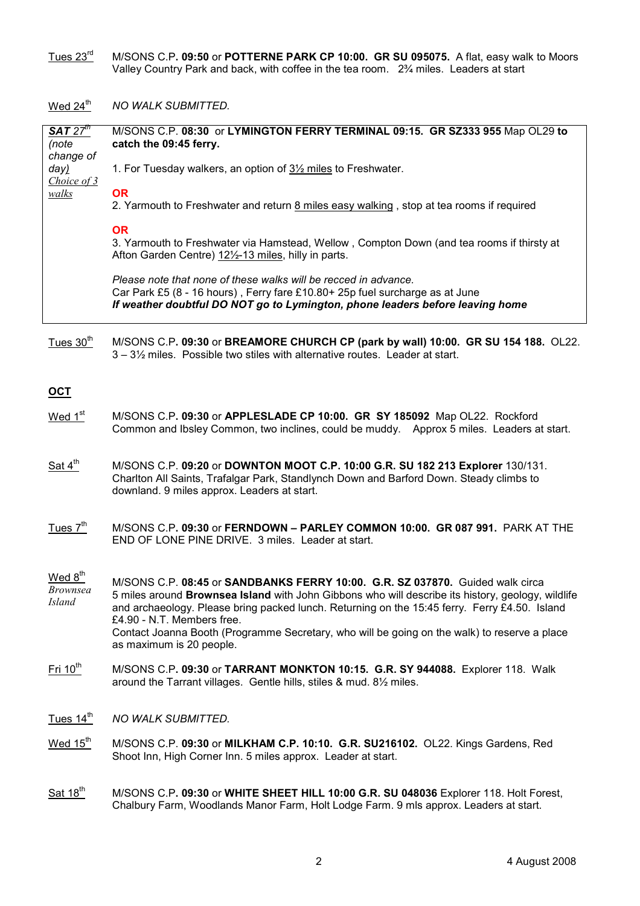Tues 23rd — M/SONS C.P**. 09:50** or **POTTERNE PARK CP 10:00. GR SU 095075.** A flat, easy walk to Moors Valley Country Park and back, with coffee in the tea room. 2¾ miles. Leaders at start

Wed 24th — *NO WALK SUBMITTED.*

***SAT 27th*** *(note change of day)* *Choice of 3 walks* — M/SONS C.P. **08:30** or **LYMINGTON FERRY TERMINAL 09:15. GR SZ333 955** Map OL29 **to catch the 09:45 ferry.**

1. For Tuesday walkers, an option of 3½ miles to Freshwater.

**OR**

2. Yarmouth to Freshwater and return 8 miles easy walking , stop at tea rooms if required

**OR**

3. Yarmouth to Freshwater via Hamstead, Wellow , Compton Down (and tea rooms if thirsty at Afton Garden Centre) 12½-13 miles, hilly in parts.

*Please note that none of these walks will be recced in advance.*
Car Park £5 (8 - 16 hours) , Ferry fare £10.80+ 25p fuel surcharge as at June
***If weather doubtful DO NOT go to Lymington, phone leaders before leaving home***

Tues 30th — M/SONS C.P**. 09:30** or **BREAMORE CHURCH CP (park by wall) 10:00. GR SU 154 188.** OL22. 3 – 3½ miles. Possible two stiles with alternative routes. Leader at start.

## OCT

Wed 1st — M/SONS C.P**. 09:30** or **APPLESLADE CP 10:00. GR SY 185092** Map OL22. Rockford Common and Ibsley Common, two inclines, could be muddy. Approx 5 miles. Leaders at start.

Sat 4th — M/SONS C.P. **09:20** or **DOWNTON MOOT C.P. 10:00 G.R. SU 182 213 Explorer** 130/131. Charlton All Saints, Trafalgar Park, Standlynch Down and Barford Down. Steady climbs to downland. 9 miles approx. Leaders at start.

Tues 7th — M/SONS C.P**. 09:30** or **FERNDOWN – PARLEY COMMON 10:00. GR 087 991.** PARK AT THE END OF LONE PINE DRIVE. 3 miles. Leader at start.

Wed 8th *Brownsea Island* — M/SONS C.P. **08:45** or **SANDBANKS FERRY 10:00. G.R. SZ 037870.** Guided walk circa 5 miles around **Brownsea Island** with John Gibbons who will describe its history, geology, wildlife and archaeology. Please bring packed lunch. Returning on the 15:45 ferry. Ferry £4.50. Island £4.90 - N.T. Members free.
Contact Joanna Booth (Programme Secretary, who will be going on the walk) to reserve a place as maximum is 20 people.

Fri 10th — M/SONS C.P**. 09:30** or **TARRANT MONKTON 10:15. G.R. SY 944088.** Explorer 118. Walk around the Tarrant villages. Gentle hills, stiles & mud. 8½ miles.

Tues 14th — *NO WALK SUBMITTED.*

Wed 15th — M/SONS C.P. **09:30** or **MILKHAM C.P. 10:10. G.R. SU216102.** OL22. Kings Gardens, Red Shoot Inn, High Corner Inn. 5 miles approx. Leader at start.

Sat 18th — M/SONS C.P**. 09:30** or **WHITE SHEET HILL 10:00 G.R. SU 048036** Explorer 118. Holt Forest, Chalbury Farm, Woodlands Manor Farm, Holt Lodge Farm. 9 mls approx. Leaders at start.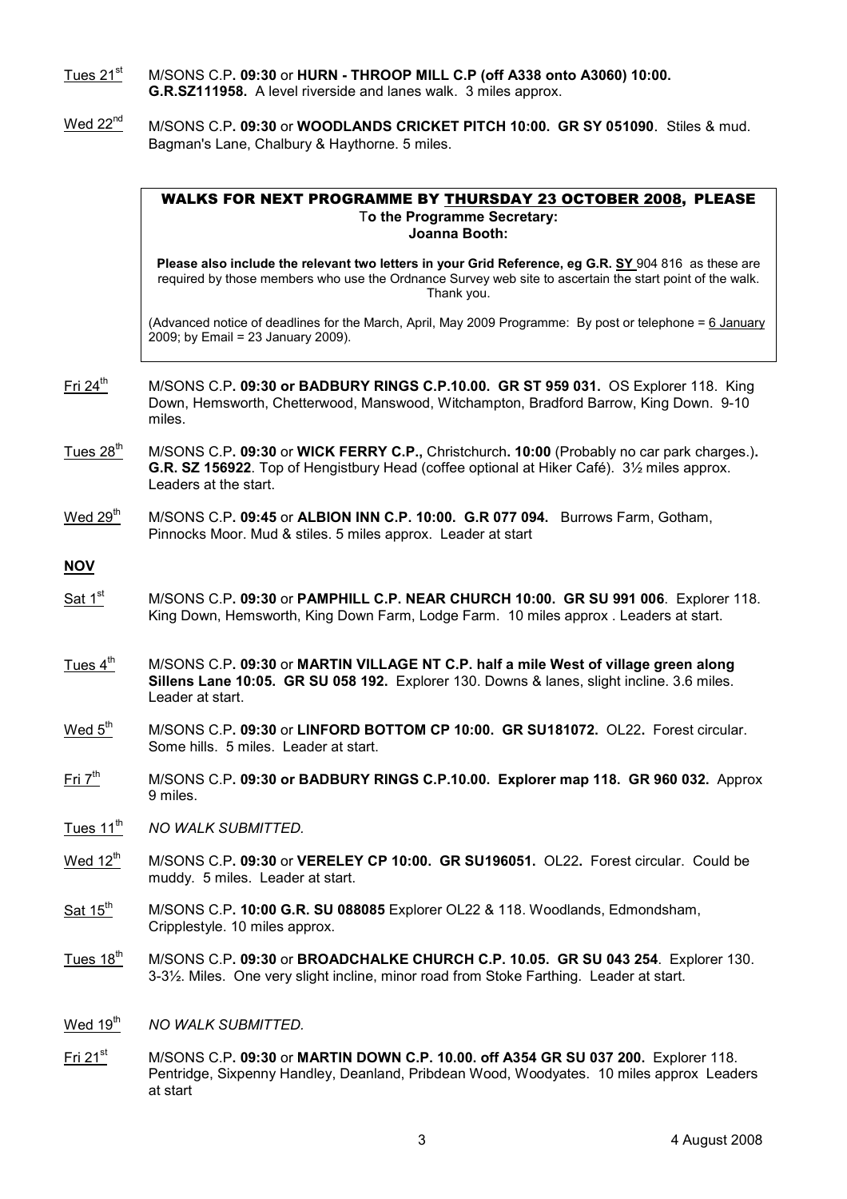Tues 21st M/SONS C.P**. 09:30** or **HURN - THROOP MILL C.P (off A338 onto A3060) 10:00. G.R.SZ111958.** A level riverside and lanes walk. 3 miles approx.

Wed 22nd M/SONS C.P**. 09:30** or **WOODLANDS CRICKET PITCH 10:00. GR SY 051090**. Stiles & mud. Bagman's Lane, Chalbury & Haythorne. 5 miles.

> **WALKS FOR NEXT PROGRAMME BY THURSDAY 23 OCTOBER 2008, PLEASE**
> **To the Programme Secretary:**
> **Joanna Booth:**
>
> **Please also include the relevant two letters in your Grid Reference, eg G.R. SY 904 816 as these are required by those members who use the Ordnance Survey web site to ascertain the start point of the walk. Thank you.**
>
> (Advanced notice of deadlines for the March, April, May 2009 Programme: By post or telephone = 6 January 2009; by Email = 23 January 2009).

Fri 24th M/SONS C.P**. 09:30 or BADBURY RINGS C.P.10.00. GR ST 959 031.** OS Explorer 118. King Down, Hemsworth, Chetterwood, Manswood, Witchampton, Bradford Barrow, King Down. 9-10 miles.

Tues 28th M/SONS C.P**. 09:30** or **WICK FERRY C.P.,** Christchurch**. 10:00** (Probably no car park charges.)**. G.R. SZ 156922**. Top of Hengistbury Head (coffee optional at Hiker Café). 3½ miles approx. Leaders at the start.

Wed 29th M/SONS C.P**. 09:45** or **ALBION INN C.P. 10:00. G.R 077 094.** Burrows Farm, Gotham, Pinnocks Moor. Mud & stiles. 5 miles approx. Leader at start

**NOV**

Sat 1st M/SONS C.P**. 09:30** or **PAMPHILL C.P. NEAR CHURCH 10:00. GR SU 991 006**. Explorer 118. King Down, Hemsworth, King Down Farm, Lodge Farm. 10 miles approx . Leaders at start.

Tues 4th M/SONS C.P**. 09:30** or **MARTIN VILLAGE NT C.P. half a mile West of village green along Sillens Lane 10:05. GR SU 058 192.** Explorer 130. Downs & lanes, slight incline. 3.6 miles. Leader at start.

Wed 5th M/SONS C.P**. 09:30** or **LINFORD BOTTOM CP 10:00. GR SU181072.** OL22**.** Forest circular. Some hills. 5 miles. Leader at start.

Fri 7th M/SONS C.P**. 09:30 or BADBURY RINGS C.P.10.00. Explorer map 118. GR 960 032.** Approx 9 miles.

Tues 11th *NO WALK SUBMITTED.*

Wed 12th M/SONS C.P**. 09:30** or **VERELEY CP 10:00. GR SU196051.** OL22**.** Forest circular. Could be muddy. 5 miles. Leader at start.

Sat 15th M/SONS C.P**. 10:00 G.R. SU 088085** Explorer OL22 & 118. Woodlands, Edmondsham, Cripplestyle. 10 miles approx.

Tues 18th M/SONS C.P**. 09:30** or **BROADCHALKE CHURCH C.P. 10.05. GR SU 043 254**. Explorer 130. 3-3½. Miles. One very slight incline, minor road from Stoke Farthing. Leader at start.

Wed 19th *NO WALK SUBMITTED.*

Fri 21st M/SONS C.P**. 09:30** or **MARTIN DOWN C.P. 10.00. off A354 GR SU 037 200.** Explorer 118. Pentridge, Sixpenny Handley, Deanland, Pribdean Wood, Woodyates. 10 miles approx Leaders at start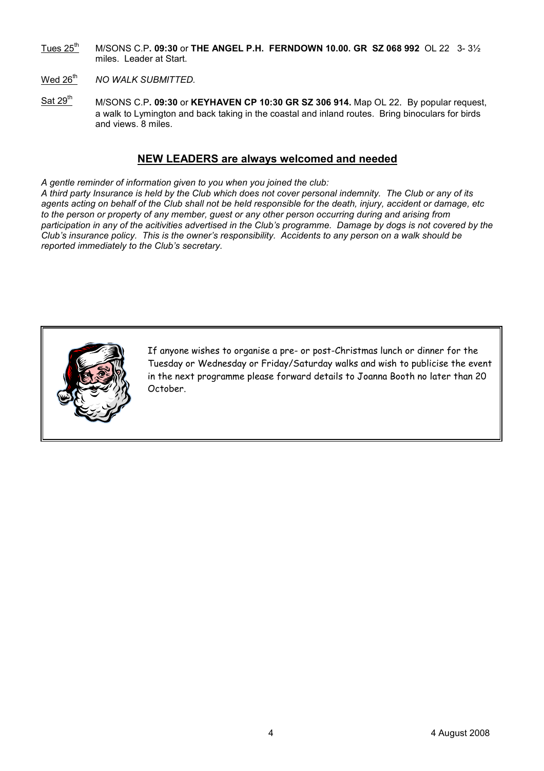Tues 25th M/SONS C.P**. 09:30** or **THE ANGEL P.H. FERNDOWN 10.00. GR SZ 068 992** OL 22 3- 3½ miles. Leader at Start.

Wed 26th *NO WALK SUBMITTED.*

Sat 29th M/SONS C.P**. 09:30** or **KEYHAVEN CP 10:30 GR SZ 306 914.** Map OL 22. By popular request, a walk to Lymington and back taking in the coastal and inland routes. Bring binoculars for birds and views. 8 miles.

## NEW LEADERS are always welcomed and needed

*A gentle reminder of information given to you when you joined the club:*
*A third party Insurance is held by the Club which does not cover personal indemnity. The Club or any of its agents acting on behalf of the Club shall not be held responsible for the death, injury, accident or damage, etc to the person or property of any member, guest or any other person occurring during and arising from participation in any of the acitivities advertised in the Club's programme. Damage by dogs is not covered by the Club's insurance policy. This is the owner's responsibility. Accidents to any person on a walk should be reported immediately to the Club's secretary.*

If anyone wishes to organise a pre- or post-Christmas lunch or dinner for the Tuesday or Wednesday or Friday/Saturday walks and wish to publicise the event in the next programme please forward details to Joanna Booth no later than 20 October.

4 August 2008